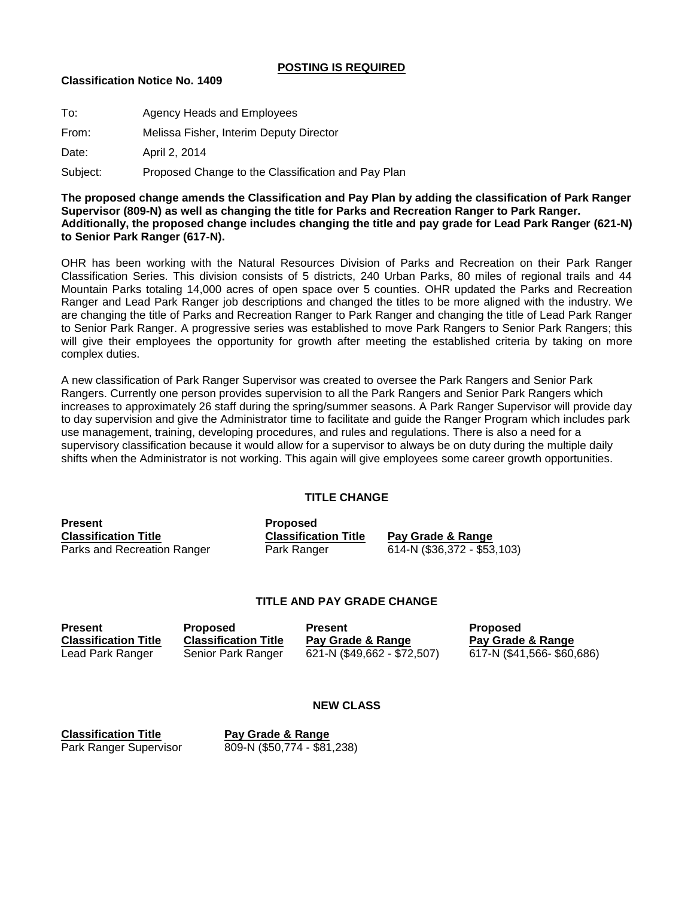**POSTING IS REQUIRED**

**Classification Notice No. 1409**

To: Agency Heads and Employees

From: Melissa Fisher, Interim Deputy Director

Date: April 2, 2014

Subject: Proposed Change to the Classification and Pay Plan

**The proposed change amends the Classification and Pay Plan by adding the classification of Park Ranger Supervisor (809-N) as well as changing the title for Parks and Recreation Ranger to Park Ranger. Additionally, the proposed change includes changing the title and pay grade for Lead Park Ranger (621-N) to Senior Park Ranger (617-N).**

OHR has been working with the Natural Resources Division of Parks and Recreation on their Park Ranger Classification Series. This division consists of 5 districts, 240 Urban Parks, 80 miles of regional trails and 44 Mountain Parks totaling 14,000 acres of open space over 5 counties. OHR updated the Parks and Recreation Ranger and Lead Park Ranger job descriptions and changed the titles to be more aligned with the industry. We are changing the title of Parks and Recreation Ranger to Park Ranger and changing the title of Lead Park Ranger to Senior Park Ranger. A progressive series was established to move Park Rangers to Senior Park Rangers; this will give their employees the opportunity for growth after meeting the established criteria by taking on more complex duties.

A new classification of Park Ranger Supervisor was created to oversee the Park Rangers and Senior Park Rangers. Currently one person provides supervision to all the Park Rangers and Senior Park Rangers which increases to approximately 26 staff during the spring/summer seasons. A Park Ranger Supervisor will provide day to day supervision and give the Administrator time to facilitate and guide the Ranger Program which includes park use management, training, developing procedures, and rules and regulations. There is also a need for a supervisory classification because it would allow for a supervisor to always be on duty during the multiple daily shifts when the Administrator is not working. This again will give employees some career growth opportunities.

## TITLE CHANGE

| Present Classification Title | Proposed Classification Title | Pay Grade & Range |
|---|---|---|
| Parks and Recreation Ranger | Park Ranger | 614-N ($36,372 - $53,103) |

## TITLE AND PAY GRADE CHANGE

| Present Classification Title | Proposed Classification Title | Present Pay Grade & Range | Proposed Pay Grade & Range |
|---|---|---|---|
| Lead Park Ranger | Senior Park Ranger | 621-N ($49,662 - $72,507) | 617-N ($41,566- $60,686) |

## NEW CLASS

| Classification Title | Pay Grade & Range |
|---|---|
| Park Ranger Supervisor | 809-N ($50,774 - $81,238) |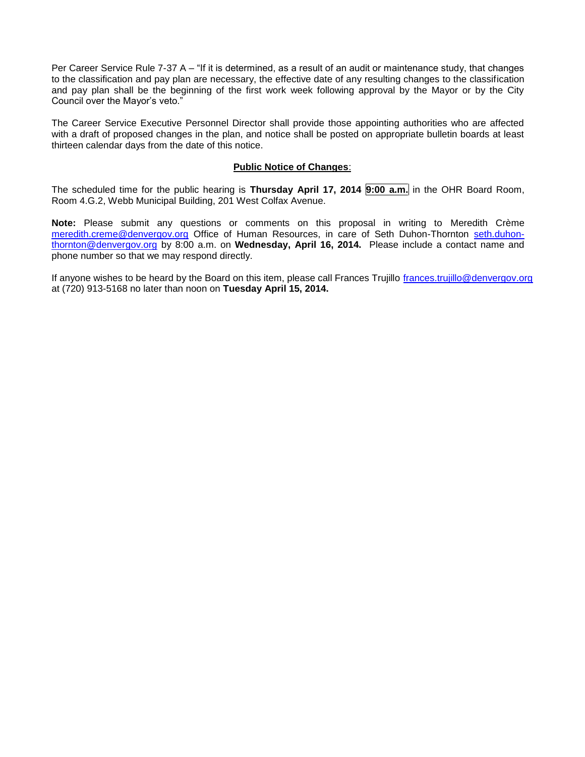Per Career Service Rule 7-37 A – "If it is determined, as a result of an audit or maintenance study, that changes to the classification and pay plan are necessary, the effective date of any resulting changes to the classification and pay plan shall be the beginning of the first work week following approval by the Mayor or by the City Council over the Mayor's veto."

The Career Service Executive Personnel Director shall provide those appointing authorities who are affected with a draft of proposed changes in the plan, and notice shall be posted on appropriate bulletin boards at least thirteen calendar days from the date of this notice.

**Public Notice of Changes**:

The scheduled time for the public hearing is **Thursday April 17, 2014 9:00 a.m.** in the OHR Board Room, Room 4.G.2, Webb Municipal Building, 201 West Colfax Avenue.

**Note:** Please submit any questions or comments on this proposal in writing to Meredith Crème meredith.creme@denvergov.org Office of Human Resources, in care of Seth Duhon-Thornton seth.duhon-thornton@denvergov.org by 8:00 a.m. on **Wednesday, April 16, 2014.** Please include a contact name and phone number so that we may respond directly.

If anyone wishes to be heard by the Board on this item, please call Frances Trujillo frances.trujillo@denvergov.org at (720) 913-5168 no later than noon on **Tuesday April 15, 2014.**